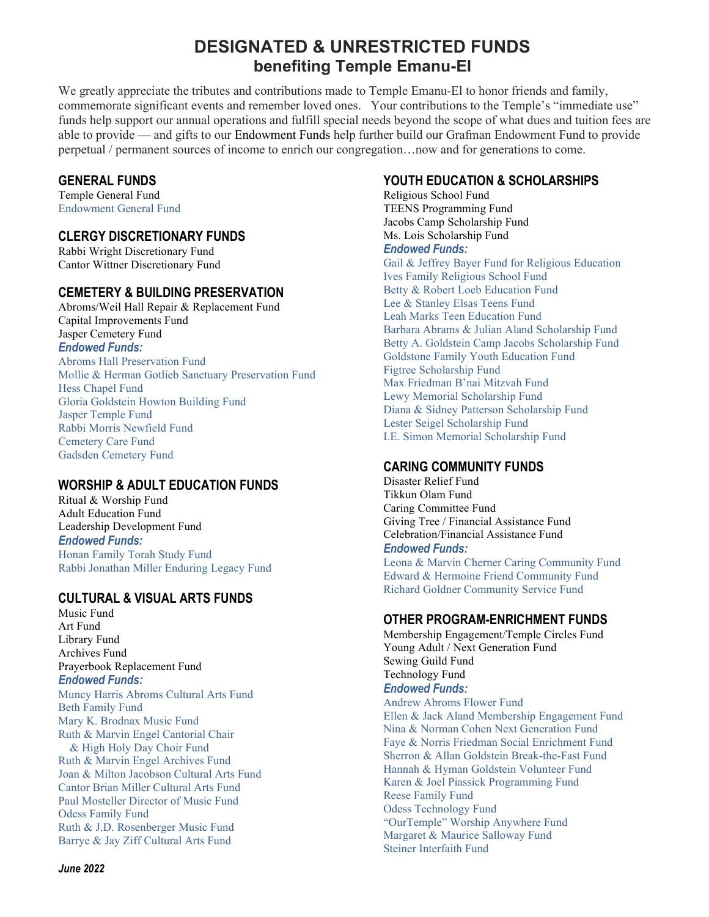# DESIGNATED & UNRESTRICTED FUNDS
## benefiting Temple Emanu-El

We greatly appreciate the tributes and contributions made to Temple Emanu-El to honor friends and family, commemorate significant events and remember loved ones. Your contributions to the Temple's "immediate use" funds help support our annual operations and fulfill special needs beyond the scope of what dues and tuition fees are able to provide — and gifts to our Endowment Funds help further build our Grafman Endowment Fund to provide perpetual / permanent sources of income to enrich our congregation…now and for generations to come.

### GENERAL FUNDS

Temple General Fund
Endowment General Fund

### CLERGY DISCRETIONARY FUNDS

Rabbi Wright Discretionary Fund
Cantor Wittner Discretionary Fund

### CEMETERY & BUILDING PRESERVATION

Abroms/Weil Hall Repair & Replacement Fund
Capital Improvements Fund
Jasper Cemetery Fund

***Endowed Funds:***

Abroms Hall Preservation Fund
Mollie & Herman Gotlieb Sanctuary Preservation Fund
Hess Chapel Fund
Gloria Goldstein Howton Building Fund
Jasper Temple Fund
Rabbi Morris Newfield Fund
Cemetery Care Fund
Gadsden Cemetery Fund

### WORSHIP & ADULT EDUCATION FUNDS

Ritual & Worship Fund
Adult Education Fund
Leadership Development Fund

***Endowed Funds:***

Honan Family Torah Study Fund
Rabbi Jonathan Miller Enduring Legacy Fund

### CULTURAL & VISUAL ARTS FUNDS

Music Fund
Art Fund
Library Fund
Archives Fund
Prayerbook Replacement Fund

***Endowed Funds:***

Muncy Harris Abroms Cultural Arts Fund
Beth Family Fund
Mary K. Brodnax Music Fund
Ruth & Marvin Engel Cantorial Chair & High Holy Day Choir Fund
Ruth & Marvin Engel Archives Fund
Joan & Milton Jacobson Cultural Arts Fund
Cantor Brian Miller Cultural Arts Fund
Paul Mosteller Director of Music Fund
Odess Family Fund
Ruth & J.D. Rosenberger Music Fund
Barrye & Jay Ziff Cultural Arts Fund

### YOUTH EDUCATION & SCHOLARSHIPS

Religious School Fund
TEENS Programming Fund
Jacobs Camp Scholarship Fund
Ms. Lois Scholarship Fund

***Endowed Funds:***

Gail & Jeffrey Bayer Fund for Religious Education
Ives Family Religious School Fund
Betty & Robert Loeb Education Fund
Lee & Stanley Elsas Teens Fund
Leah Marks Teen Education Fund
Barbara Abrams & Julian Aland Scholarship Fund
Betty A. Goldstein Camp Jacobs Scholarship Fund
Goldstone Family Youth Education Fund
Figtree Scholarship Fund
Max Friedman B'nai Mitzvah Fund
Lewy Memorial Scholarship Fund
Diana & Sidney Patterson Scholarship Fund
Lester Seigel Scholarship Fund
I.E. Simon Memorial Scholarship Fund

### CARING COMMUNITY FUNDS

Disaster Relief Fund
Tikkun Olam Fund
Caring Committee Fund
Giving Tree / Financial Assistance Fund
Celebration/Financial Assistance Fund

***Endowed Funds:***

Leona & Marvin Cherner Caring Community Fund
Edward & Hermoine Friend Community Fund
Richard Goldner Community Service Fund

### OTHER PROGRAM-ENRICHMENT FUNDS

Membership Engagement/Temple Circles Fund
Young Adult / Next Generation Fund
Sewing Guild Fund
Technology Fund

***Endowed Funds:***

Andrew Abroms Flower Fund
Ellen & Jack Aland Membership Engagement Fund
Nina & Norman Cohen Next Generation Fund
Faye & Norris Friedman Social Enrichment Fund
Sherron & Allan Goldstein Break-the-Fast Fund
Hannah & Hyman Goldstein Volunteer Fund
Karen & Joel Piassick Programming Fund
Reese Family Fund
Odess Technology Fund
"OurTemple" Worship Anywhere Fund
Margaret & Maurice Salloway Fund
Steiner Interfaith Fund

*June 2022*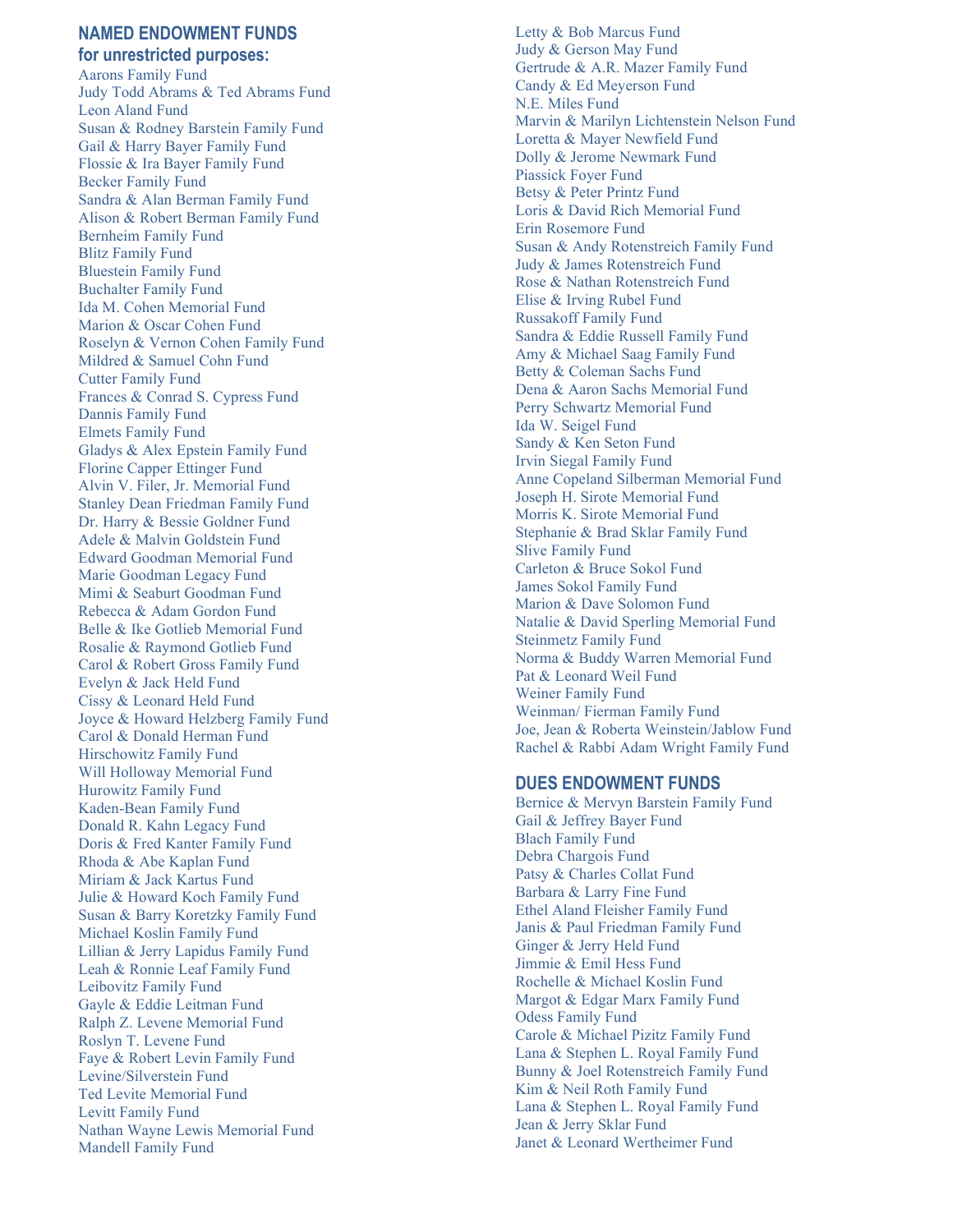## NAMED ENDOWMENT FUNDS
### for unrestricted purposes:

Aarons Family Fund
Judy Todd Abrams & Ted Abrams Fund
Leon Aland Fund
Susan & Rodney Barstein Family Fund
Gail & Harry Bayer Family Fund
Flossie & Ira Bayer Family Fund
Becker Family Fund
Sandra & Alan Berman Family Fund
Alison & Robert Berman Family Fund
Bernheim Family Fund
Blitz Family Fund
Bluestein Family Fund
Buchalter Family Fund
Ida M. Cohen Memorial Fund
Marion & Oscar Cohen Fund
Roselyn & Vernon Cohen Family Fund
Mildred & Samuel Cohn Fund
Cutter Family Fund
Frances & Conrad S. Cypress Fund
Dannis Family Fund
Elmets Family Fund
Gladys & Alex Epstein Family Fund
Florine Capper Ettinger Fund
Alvin V. Filer, Jr. Memorial Fund
Stanley Dean Friedman Family Fund
Dr. Harry & Bessie Goldner Fund
Adele & Malvin Goldstein Fund
Edward Goodman Memorial Fund
Marie Goodman Legacy Fund
Mimi & Seaburt Goodman Fund
Rebecca & Adam Gordon Fund
Belle & Ike Gotlieb Memorial Fund
Rosalie & Raymond Gotlieb Fund
Carol & Robert Gross Family Fund
Evelyn & Jack Held Fund
Cissy & Leonard Held Fund
Joyce & Howard Helzberg Family Fund
Carol & Donald Herman Fund
Hirschowitz Family Fund
Will Holloway Memorial Fund
Hurowitz Family Fund
Kaden-Bean Family Fund
Donald R. Kahn Legacy Fund
Doris & Fred Kanter Family Fund
Rhoda & Abe Kaplan Fund
Miriam & Jack Kartus Fund
Julie & Howard Koch Family Fund
Susan & Barry Koretzky Family Fund
Michael Koslin Family Fund
Lillian & Jerry Lapidus Family Fund
Leah & Ronnie Leaf Family Fund
Leibovitz Family Fund
Gayle & Eddie Leitman Fund
Ralph Z. Levene Memorial Fund
Roslyn T. Levene Fund
Faye & Robert Levin Family Fund
Levine/Silverstein Fund
Ted Levite Memorial Fund
Levitt Family Fund
Nathan Wayne Lewis Memorial Fund
Mandell Family Fund
Letty & Bob Marcus Fund
Judy & Gerson May Fund
Gertrude & A.R. Mazer Family Fund
Candy & Ed Meyerson Fund
N.E. Miles Fund
Marvin & Marilyn Lichtenstein Nelson Fund
Loretta & Mayer Newfield Fund
Dolly & Jerome Newmark Fund
Piassick Foyer Fund
Betsy & Peter Printz Fund
Loris & David Rich Memorial Fund
Erin Rosemore Fund
Susan & Andy Rotenstreich Family Fund
Judy & James Rotenstreich Fund
Rose & Nathan Rotenstreich Fund
Elise & Irving Rubel Fund
Russakoff Family Fund
Sandra & Eddie Russell Family Fund
Amy & Michael Saag Family Fund
Betty & Coleman Sachs Fund
Dena & Aaron Sachs Memorial Fund
Perry Schwartz Memorial Fund
Ida W. Seigel Fund
Sandy & Ken Seton Fund
Irvin Siegal Family Fund
Anne Copeland Silberman Memorial Fund
Joseph H. Sirote Memorial Fund
Morris K. Sirote Memorial Fund
Stephanie & Brad Sklar Family Fund
Slive Family Fund
Carleton & Bruce Sokol Fund
James Sokol Family Fund
Marion & Dave Solomon Fund
Natalie & David Sperling Memorial Fund
Steinmetz Family Fund
Norma & Buddy Warren Memorial Fund
Pat & Leonard Weil Fund
Weiner Family Fund
Weinman/ Fierman Family Fund
Joe, Jean & Roberta Weinstein/Jablow Fund
Rachel & Rabbi Adam Wright Family Fund

## DUES ENDOWMENT FUNDS

Bernice & Mervyn Barstein Family Fund
Gail & Jeffrey Bayer Fund
Blach Family Fund
Debra Chargois Fund
Patsy & Charles Collat Fund
Barbara & Larry Fine Fund
Ethel Aland Fleisher Family Fund
Janis & Paul Friedman Family Fund
Ginger & Jerry Held Fund
Jimmie & Emil Hess Fund
Rochelle & Michael Koslin Fund
Margot & Edgar Marx Family Fund
Odess Family Fund
Carole & Michael Pizitz Family Fund
Lana & Stephen L. Royal Family Fund
Bunny & Joel Rotenstreich Family Fund
Kim & Neil Roth Family Fund
Lana & Stephen L. Royal Family Fund
Jean & Jerry Sklar Fund
Janet & Leonard Wertheimer Fund